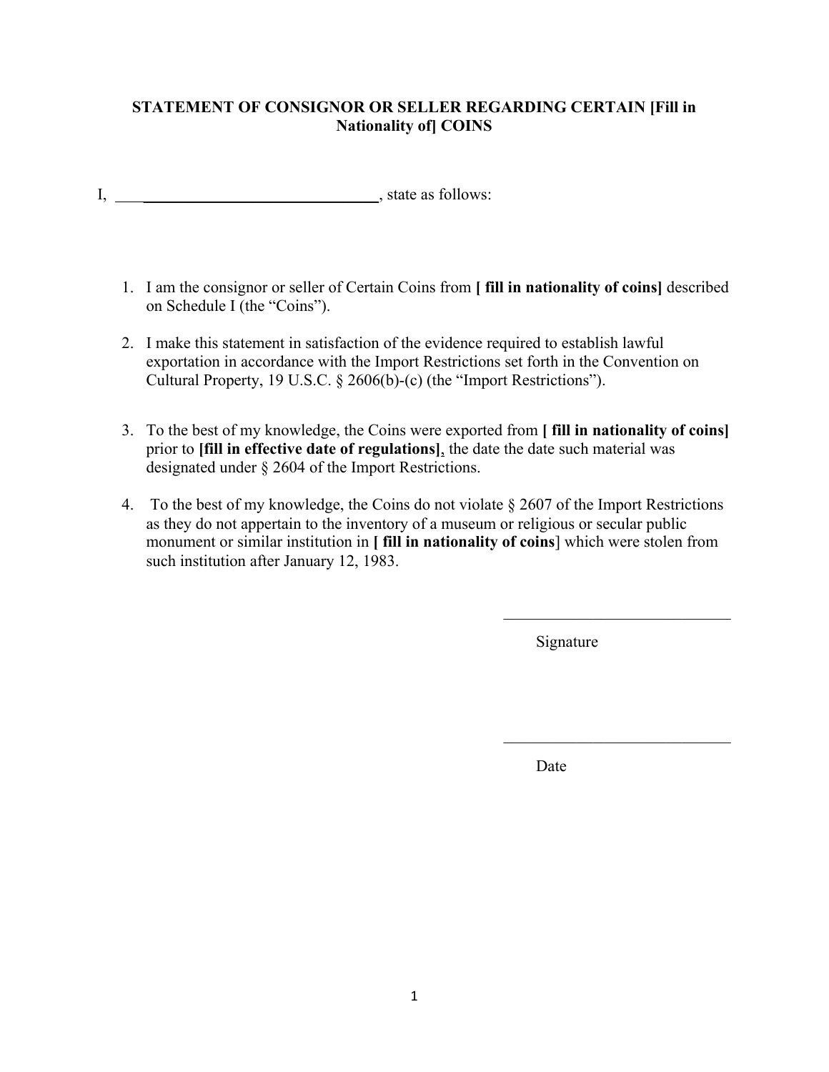**STATEMENT OF CONSIGNOR OR SELLER REGARDING CERTAIN [Fill in Nationality of] COINS**

I, ______________________________, state as follows:

1. I am the consignor or seller of Certain Coins from **[ fill in nationality of coins]** described on Schedule I (the "Coins").

2. I make this statement in satisfaction of the evidence required to establish lawful exportation in accordance with the Import Restrictions set forth in the Convention on Cultural Property, 19 U.S.C. § 2606(b)-(c) (the "Import Restrictions").

3. To the best of my knowledge, the Coins were exported from **[ fill in nationality of coins]** prior to **[fill in effective date of regulations]**, the date the date such material was designated under § 2604 of the Import Restrictions.

4. To the best of my knowledge, the Coins do not violate § 2607 of the Import Restrictions as they do not appertain to the inventory of a museum or religious or secular public monument or similar institution in **[ fill in nationality of coins**] which were stolen from such institution after January 12, 1983.

______________________________

Signature

______________________________

Date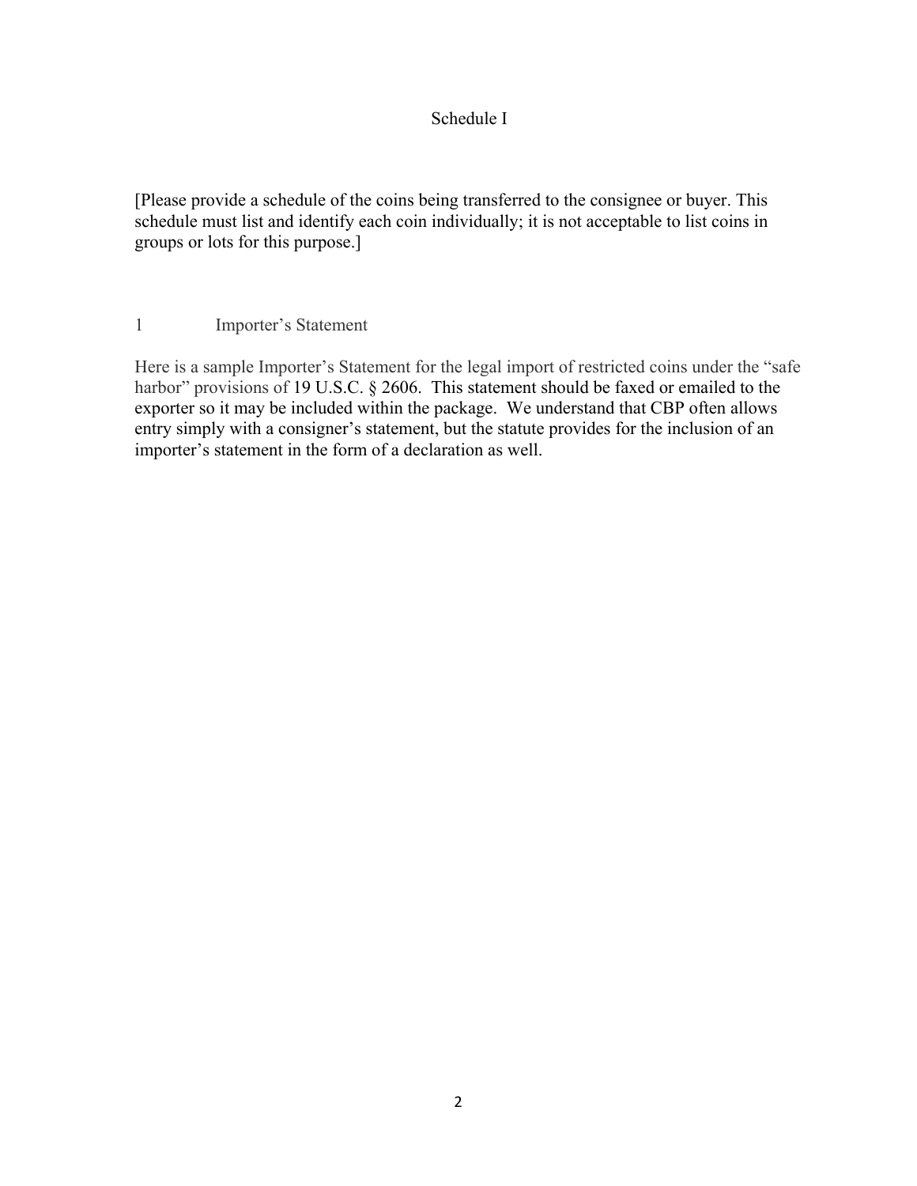# Schedule I

[Please provide a schedule of the coins being transferred to the consignee or buyer. This schedule must list and identify each coin individually; it is not acceptable to list coins in groups or lots for this purpose.]

## 1 Importer's Statement

Here is a sample Importer's Statement for the legal import of restricted coins under the "safe harbor" provisions of 19 U.S.C. § 2606. This statement should be faxed or emailed to the exporter so it may be included within the package. We understand that CBP often allows entry simply with a consigner's statement, but the statute provides for the inclusion of an importer's statement in the form of a declaration as well.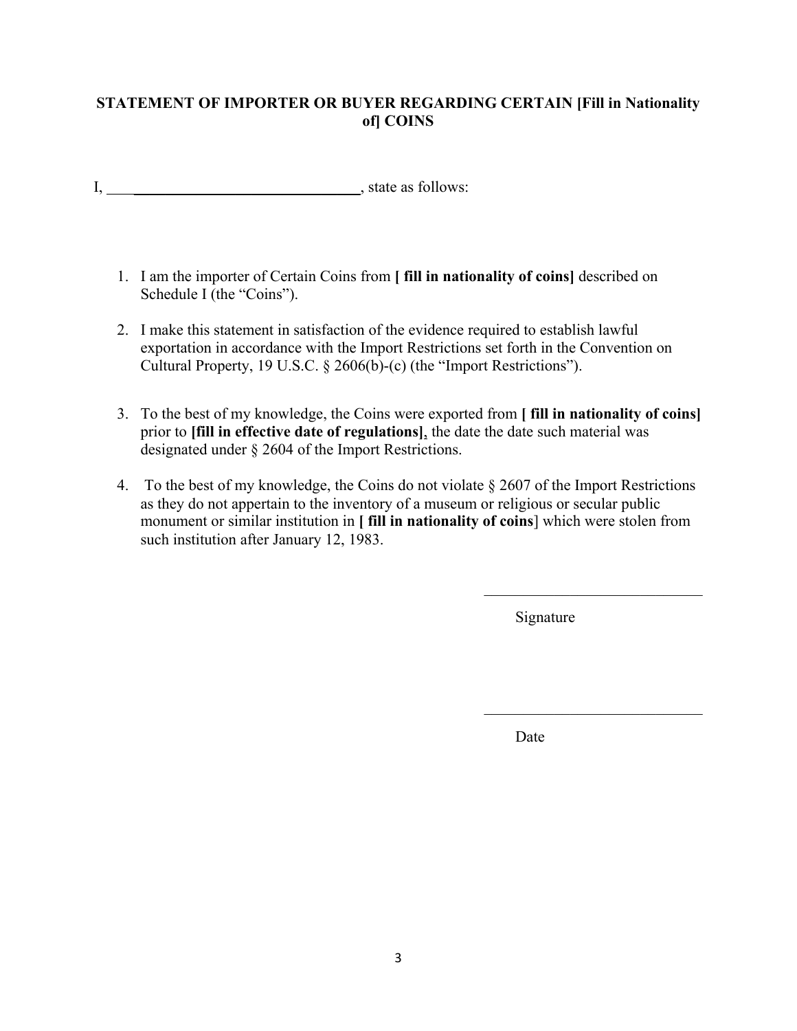**STATEMENT OF IMPORTER OR BUYER REGARDING CERTAIN [Fill in Nationality of] COINS**

I, ______________________________, state as follows:

1. I am the importer of Certain Coins from **[ fill in nationality of coins]** described on Schedule I (the "Coins").

2. I make this statement in satisfaction of the evidence required to establish lawful exportation in accordance with the Import Restrictions set forth in the Convention on Cultural Property, 19 U.S.C. § 2606(b)-(c) (the "Import Restrictions").

3. To the best of my knowledge, the Coins were exported from **[ fill in nationality of coins]** prior to **[fill in effective date of regulations]**, the date the date such material was designated under § 2604 of the Import Restrictions.

4. To the best of my knowledge, the Coins do not violate § 2607 of the Import Restrictions as they do not appertain to the inventory of a museum or religious or secular public monument or similar institution in **[ fill in nationality of coins**] which were stolen from such institution after January 12, 1983.

______________________________

Signature

______________________________

Date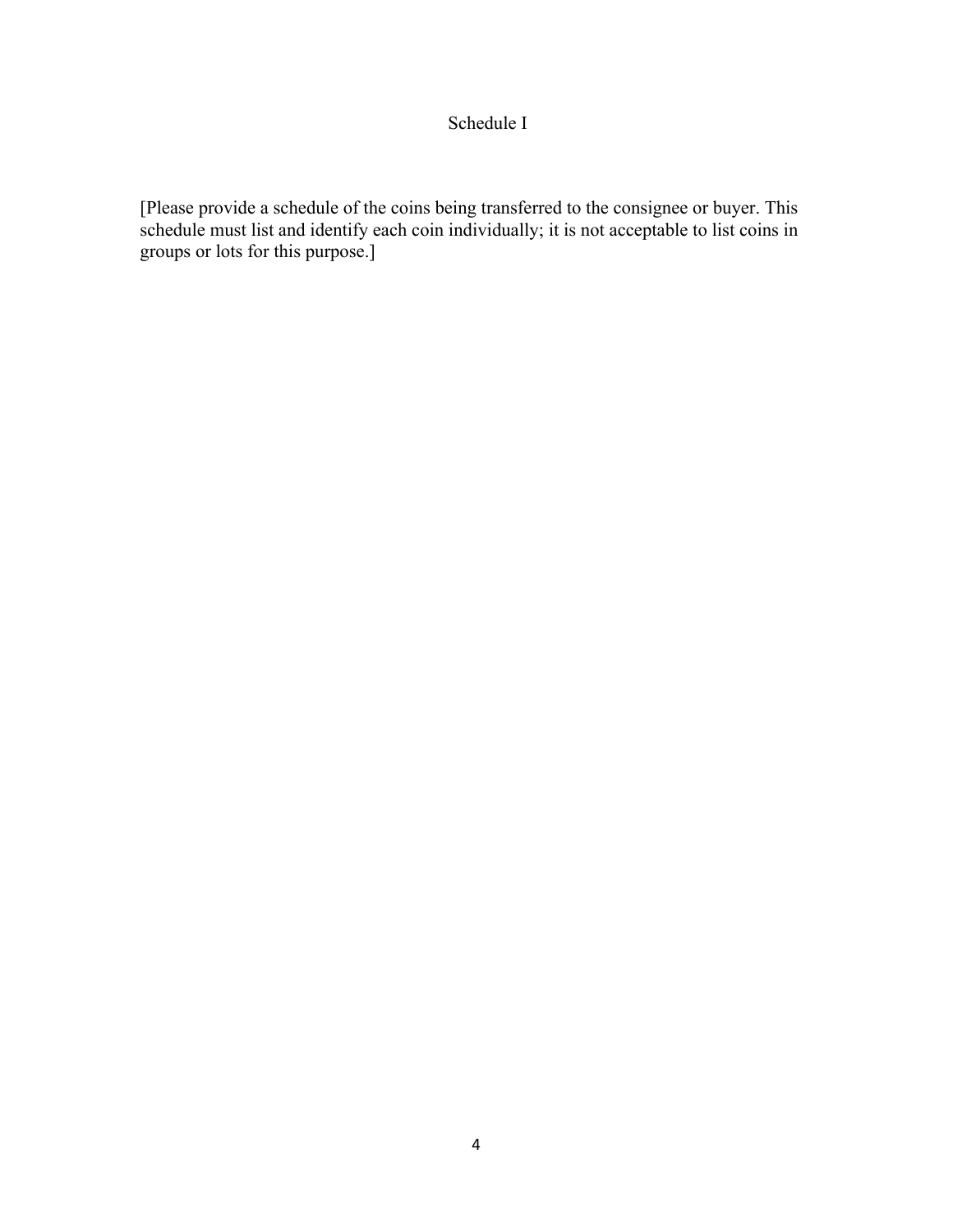# Schedule I

[Please provide a schedule of the coins being transferred to the consignee or buyer. This schedule must list and identify each coin individually; it is not acceptable to list coins in groups or lots for this purpose.]